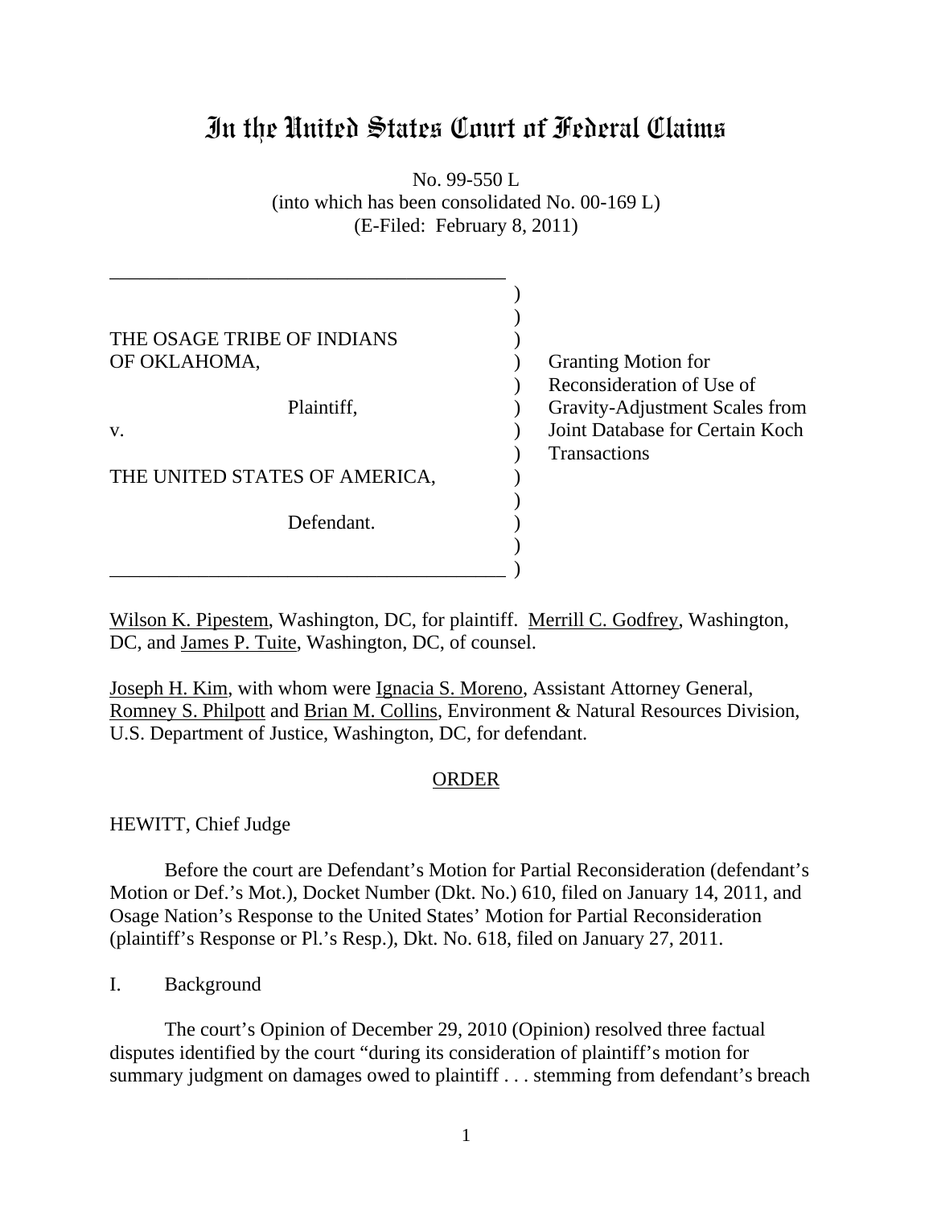# In the United States Court of Federal Claims

No. 99-550 L
(into which has been consolidated No. 00-169 L)
(E-Filed: February 8, 2011)

| | |
|---|---|
| THE OSAGE TRIBE OF INDIANS OF OKLAHOMA,<br><br>Plaintiff,<br><br>v.<br><br>THE UNITED STATES OF AMERICA,<br><br>Defendant. | Granting Motion for Reconsideration of Use of Gravity-Adjustment Scales from Joint Database for Certain Koch Transactions |

Wilson K. Pipestem, Washington, DC, for plaintiff. Merrill C. Godfrey, Washington, DC, and James P. Tuite, Washington, DC, of counsel.

Joseph H. Kim, with whom were Ignacia S. Moreno, Assistant Attorney General, Romney S. Philpott and Brian M. Collins, Environment & Natural Resources Division, U.S. Department of Justice, Washington, DC, for defendant.

## ORDER

HEWITT, Chief Judge

Before the court are Defendant's Motion for Partial Reconsideration (defendant's Motion or Def.'s Mot.), Docket Number (Dkt. No.) 610, filed on January 14, 2011, and Osage Nation's Response to the United States' Motion for Partial Reconsideration (plaintiff's Response or Pl.'s Resp.), Dkt. No. 618, filed on January 27, 2011.

I. Background

The court's Opinion of December 29, 2010 (Opinion) resolved three factual disputes identified by the court "during its consideration of plaintiff's motion for summary judgment on damages owed to plaintiff . . . stemming from defendant's breach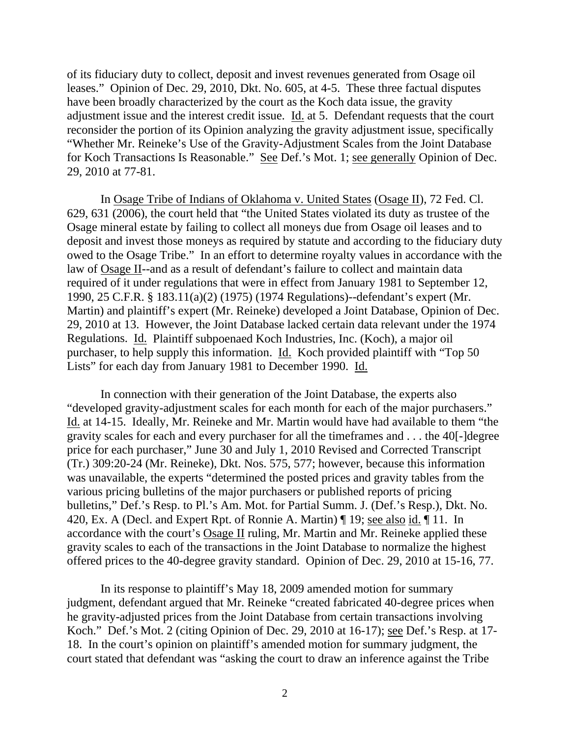of its fiduciary duty to collect, deposit and invest revenues generated from Osage oil leases." Opinion of Dec. 29, 2010, Dkt. No. 605, at 4-5. These three factual disputes have been broadly characterized by the court as the Koch data issue, the gravity adjustment issue and the interest credit issue. Id. at 5. Defendant requests that the court reconsider the portion of its Opinion analyzing the gravity adjustment issue, specifically "Whether Mr. Reineke's Use of the Gravity-Adjustment Scales from the Joint Database for Koch Transactions Is Reasonable." See Def.'s Mot. 1; see generally Opinion of Dec. 29, 2010 at 77-81.

In Osage Tribe of Indians of Oklahoma v. United States (Osage II), 72 Fed. Cl. 629, 631 (2006), the court held that "the United States violated its duty as trustee of the Osage mineral estate by failing to collect all moneys due from Osage oil leases and to deposit and invest those moneys as required by statute and according to the fiduciary duty owed to the Osage Tribe." In an effort to determine royalty values in accordance with the law of Osage II--and as a result of defendant's failure to collect and maintain data required of it under regulations that were in effect from January 1981 to September 12, 1990, 25 C.F.R. § 183.11(a)(2) (1975) (1974 Regulations)--defendant's expert (Mr. Martin) and plaintiff's expert (Mr. Reineke) developed a Joint Database, Opinion of Dec. 29, 2010 at 13. However, the Joint Database lacked certain data relevant under the 1974 Regulations. Id. Plaintiff subpoenaed Koch Industries, Inc. (Koch), a major oil purchaser, to help supply this information. Id. Koch provided plaintiff with "Top 50 Lists" for each day from January 1981 to December 1990. Id.

In connection with their generation of the Joint Database, the experts also "developed gravity-adjustment scales for each month for each of the major purchasers." Id. at 14-15. Ideally, Mr. Reineke and Mr. Martin would have had available to them "the gravity scales for each and every purchaser for all the timeframes and . . . the 40[-]degree price for each purchaser," June 30 and July 1, 2010 Revised and Corrected Transcript (Tr.) 309:20-24 (Mr. Reineke), Dkt. Nos. 575, 577; however, because this information was unavailable, the experts "determined the posted prices and gravity tables from the various pricing bulletins of the major purchasers or published reports of pricing bulletins," Def.'s Resp. to Pl.'s Am. Mot. for Partial Summ. J. (Def.'s Resp.), Dkt. No. 420, Ex. A (Decl. and Expert Rpt. of Ronnie A. Martin) ¶ 19; see also id. ¶ 11. In accordance with the court's Osage II ruling, Mr. Martin and Mr. Reineke applied these gravity scales to each of the transactions in the Joint Database to normalize the highest offered prices to the 40-degree gravity standard. Opinion of Dec. 29, 2010 at 15-16, 77.

In its response to plaintiff's May 18, 2009 amended motion for summary judgment, defendant argued that Mr. Reineke "created fabricated 40-degree prices when he gravity-adjusted prices from the Joint Database from certain transactions involving Koch." Def.'s Mot. 2 (citing Opinion of Dec. 29, 2010 at 16-17); see Def.'s Resp. at 17-18. In the court's opinion on plaintiff's amended motion for summary judgment, the court stated that defendant was "asking the court to draw an inference against the Tribe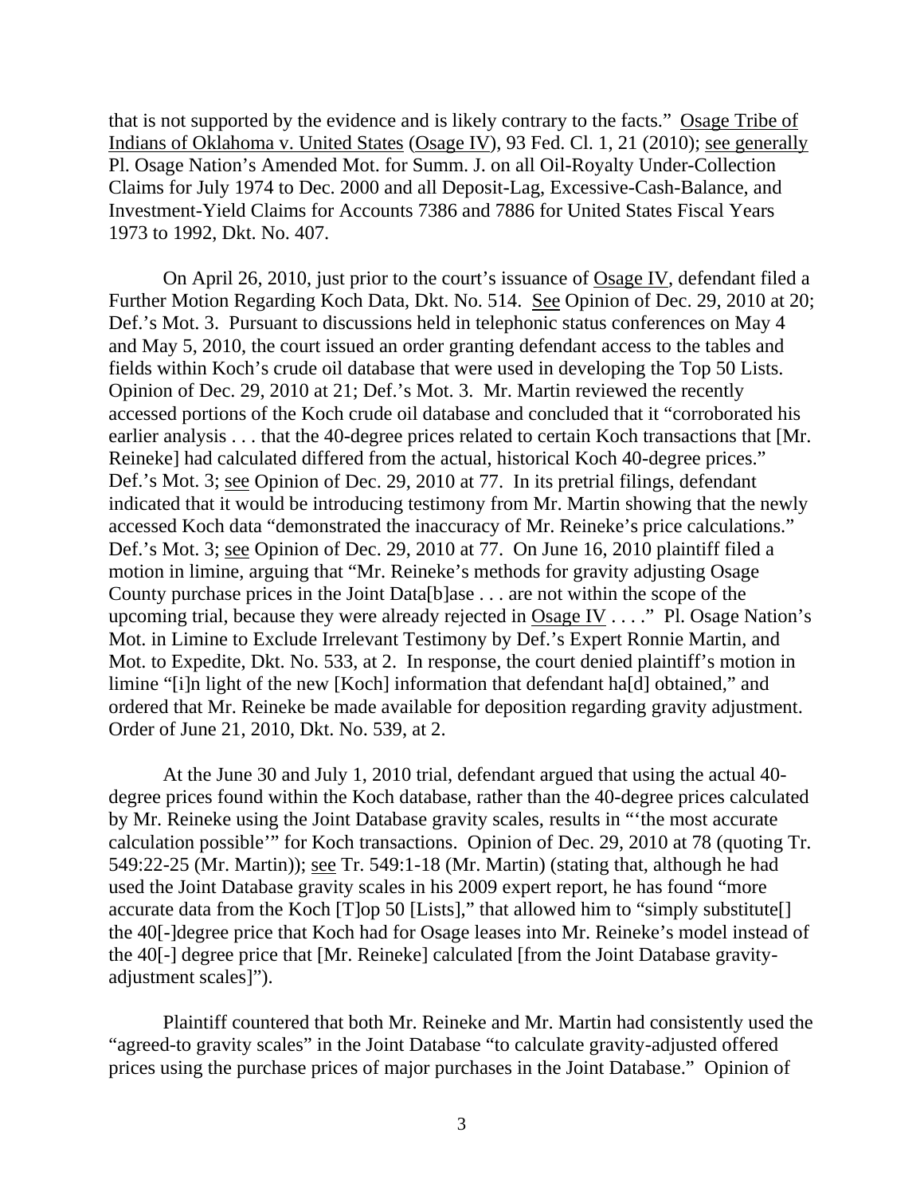that is not supported by the evidence and is likely contrary to the facts." Osage Tribe of Indians of Oklahoma v. United States (Osage IV), 93 Fed. Cl. 1, 21 (2010); see generally Pl. Osage Nation's Amended Mot. for Summ. J. on all Oil-Royalty Under-Collection Claims for July 1974 to Dec. 2000 and all Deposit-Lag, Excessive-Cash-Balance, and Investment-Yield Claims for Accounts 7386 and 7886 for United States Fiscal Years 1973 to 1992, Dkt. No. 407.

On April 26, 2010, just prior to the court's issuance of Osage IV, defendant filed a Further Motion Regarding Koch Data, Dkt. No. 514. See Opinion of Dec. 29, 2010 at 20; Def.'s Mot. 3. Pursuant to discussions held in telephonic status conferences on May 4 and May 5, 2010, the court issued an order granting defendant access to the tables and fields within Koch's crude oil database that were used in developing the Top 50 Lists. Opinion of Dec. 29, 2010 at 21; Def.'s Mot. 3. Mr. Martin reviewed the recently accessed portions of the Koch crude oil database and concluded that it "corroborated his earlier analysis . . . that the 40-degree prices related to certain Koch transactions that [Mr. Reineke] had calculated differed from the actual, historical Koch 40-degree prices." Def.'s Mot. 3; see Opinion of Dec. 29, 2010 at 77. In its pretrial filings, defendant indicated that it would be introducing testimony from Mr. Martin showing that the newly accessed Koch data "demonstrated the inaccuracy of Mr. Reineke's price calculations." Def.'s Mot. 3; see Opinion of Dec. 29, 2010 at 77. On June 16, 2010 plaintiff filed a motion in limine, arguing that "Mr. Reineke's methods for gravity adjusting Osage County purchase prices in the Joint Data[b]ase . . . are not within the scope of the upcoming trial, because they were already rejected in Osage IV . . . ." Pl. Osage Nation's Mot. in Limine to Exclude Irrelevant Testimony by Def.'s Expert Ronnie Martin, and Mot. to Expedite, Dkt. No. 533, at 2. In response, the court denied plaintiff's motion in limine "[i]n light of the new [Koch] information that defendant ha[d] obtained," and ordered that Mr. Reineke be made available for deposition regarding gravity adjustment. Order of June 21, 2010, Dkt. No. 539, at 2.

At the June 30 and July 1, 2010 trial, defendant argued that using the actual 40-degree prices found within the Koch database, rather than the 40-degree prices calculated by Mr. Reineke using the Joint Database gravity scales, results in "'the most accurate calculation possible'" for Koch transactions. Opinion of Dec. 29, 2010 at 78 (quoting Tr. 549:22-25 (Mr. Martin)); see Tr. 549:1-18 (Mr. Martin) (stating that, although he had used the Joint Database gravity scales in his 2009 expert report, he has found "more accurate data from the Koch [T]op 50 [Lists]," that allowed him to "simply substitute[] the 40[-]degree price that Koch had for Osage leases into Mr. Reineke's model instead of the 40[-] degree price that [Mr. Reineke] calculated [from the Joint Database gravity-adjustment scales]").

Plaintiff countered that both Mr. Reineke and Mr. Martin had consistently used the "agreed-to gravity scales" in the Joint Database "to calculate gravity-adjusted offered prices using the purchase prices of major purchases in the Joint Database." Opinion of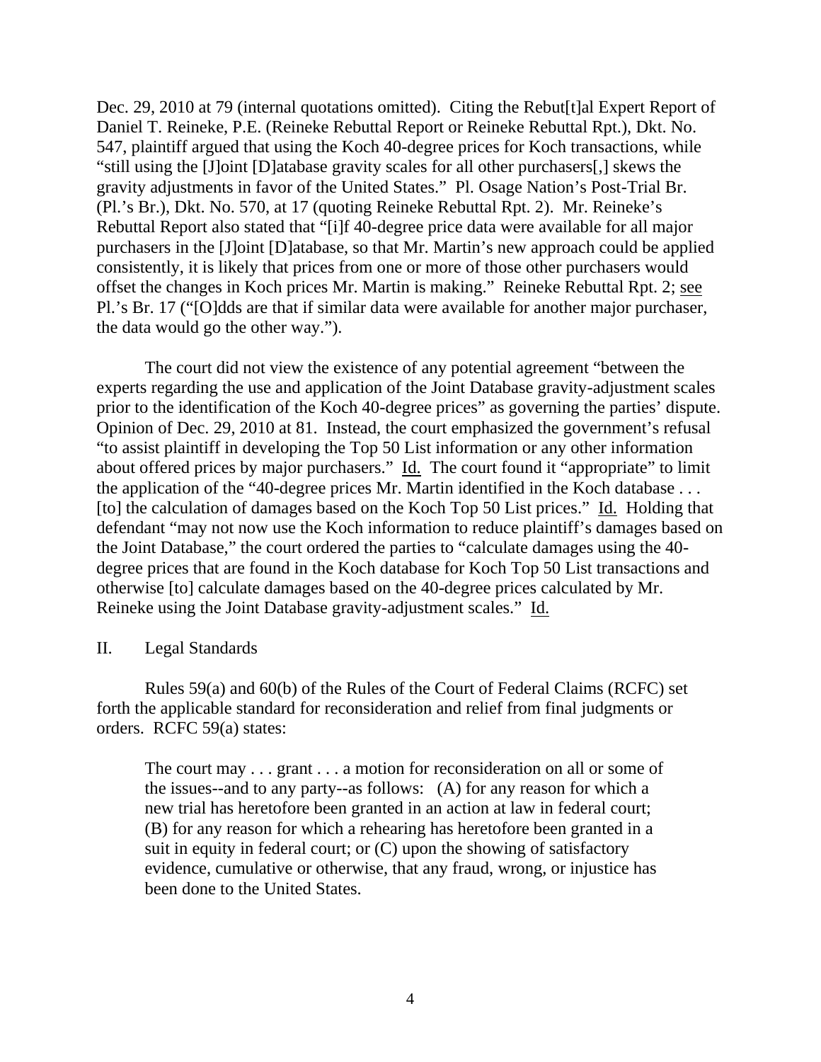Dec. 29, 2010 at 79 (internal quotations omitted). Citing the Rebut[t]al Expert Report of Daniel T. Reineke, P.E. (Reineke Rebuttal Report or Reineke Rebuttal Rpt.), Dkt. No. 547, plaintiff argued that using the Koch 40-degree prices for Koch transactions, while "still using the [J]oint [D]atabase gravity scales for all other purchasers[,] skews the gravity adjustments in favor of the United States." Pl. Osage Nation's Post-Trial Br. (Pl.'s Br.), Dkt. No. 570, at 17 (quoting Reineke Rebuttal Rpt. 2). Mr. Reineke's Rebuttal Report also stated that "[i]f 40-degree price data were available for all major purchasers in the [J]oint [D]atabase, so that Mr. Martin's new approach could be applied consistently, it is likely that prices from one or more of those other purchasers would offset the changes in Koch prices Mr. Martin is making." Reineke Rebuttal Rpt. 2; see Pl.'s Br. 17 ("[O]dds are that if similar data were available for another major purchaser, the data would go the other way.").

The court did not view the existence of any potential agreement "between the experts regarding the use and application of the Joint Database gravity-adjustment scales prior to the identification of the Koch 40-degree prices" as governing the parties' dispute. Opinion of Dec. 29, 2010 at 81. Instead, the court emphasized the government's refusal "to assist plaintiff in developing the Top 50 List information or any other information about offered prices by major purchasers." Id. The court found it "appropriate" to limit the application of the "40-degree prices Mr. Martin identified in the Koch database . . . [to] the calculation of damages based on the Koch Top 50 List prices." Id. Holding that defendant "may not now use the Koch information to reduce plaintiff's damages based on the Joint Database," the court ordered the parties to "calculate damages using the 40-degree prices that are found in the Koch database for Koch Top 50 List transactions and otherwise [to] calculate damages based on the 40-degree prices calculated by Mr. Reineke using the Joint Database gravity-adjustment scales." Id.

## II. Legal Standards

Rules 59(a) and 60(b) of the Rules of the Court of Federal Claims (RCFC) set forth the applicable standard for reconsideration and relief from final judgments or orders. RCFC 59(a) states:

> The court may . . . grant . . . a motion for reconsideration on all or some of the issues--and to any party--as follows: (A) for any reason for which a new trial has heretofore been granted in an action at law in federal court; (B) for any reason for which a rehearing has heretofore been granted in a suit in equity in federal court; or (C) upon the showing of satisfactory evidence, cumulative or otherwise, that any fraud, wrong, or injustice has been done to the United States.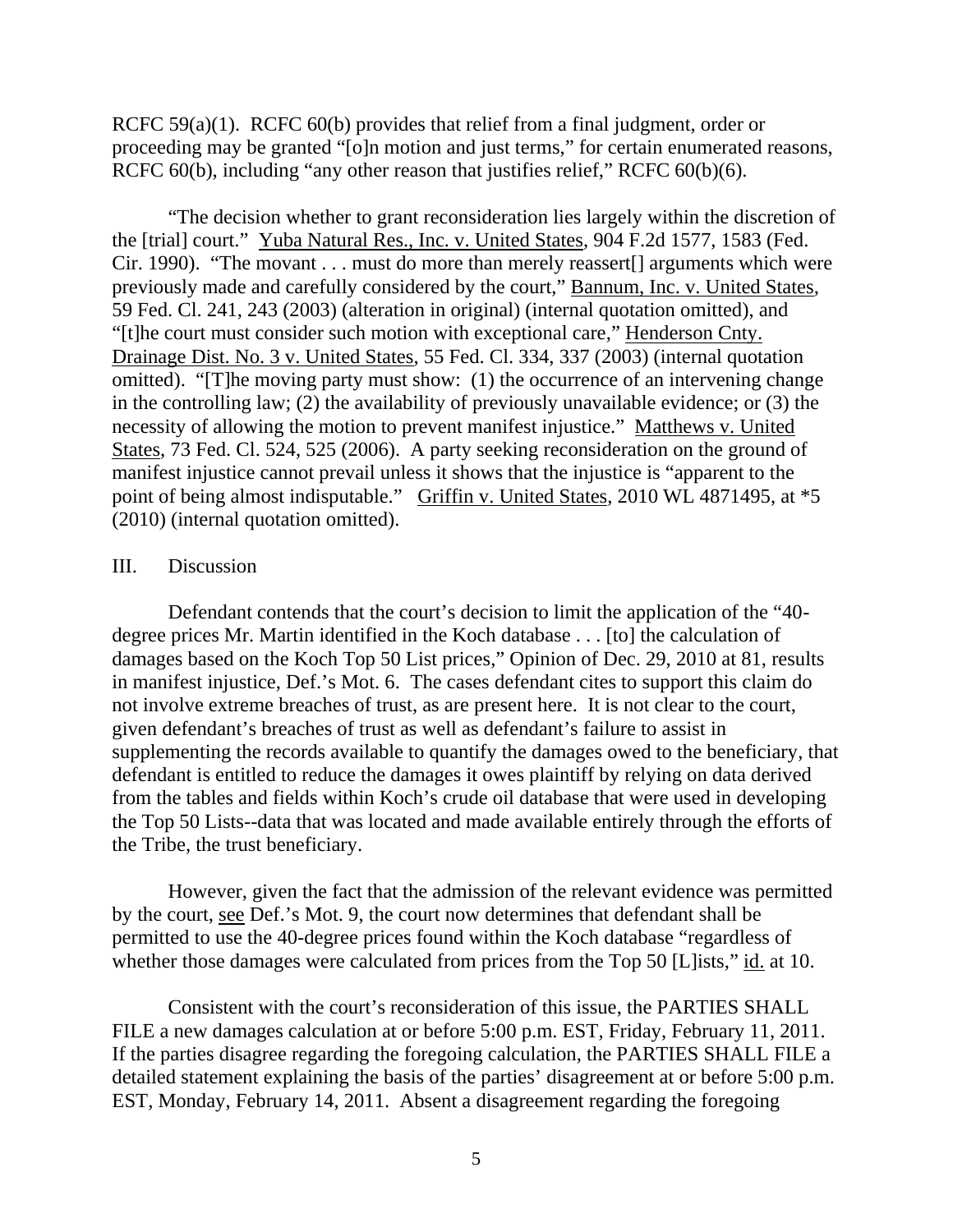RCFC 59(a)(1). RCFC 60(b) provides that relief from a final judgment, order or proceeding may be granted "[o]n motion and just terms," for certain enumerated reasons, RCFC 60(b), including "any other reason that justifies relief," RCFC 60(b)(6).

"The decision whether to grant reconsideration lies largely within the discretion of the [trial] court." Yuba Natural Res., Inc. v. United States, 904 F.2d 1577, 1583 (Fed. Cir. 1990). "The movant . . . must do more than merely reassert[] arguments which were previously made and carefully considered by the court," Bannum, Inc. v. United States, 59 Fed. Cl. 241, 243 (2003) (alteration in original) (internal quotation omitted), and "[t]he court must consider such motion with exceptional care," Henderson Cnty. Drainage Dist. No. 3 v. United States, 55 Fed. Cl. 334, 337 (2003) (internal quotation omitted). "[T]he moving party must show: (1) the occurrence of an intervening change in the controlling law; (2) the availability of previously unavailable evidence; or (3) the necessity of allowing the motion to prevent manifest injustice." Matthews v. United States, 73 Fed. Cl. 524, 525 (2006). A party seeking reconsideration on the ground of manifest injustice cannot prevail unless it shows that the injustice is "apparent to the point of being almost indisputable." Griffin v. United States, 2010 WL 4871495, at *5 (2010) (internal quotation omitted).

III. Discussion

Defendant contends that the court's decision to limit the application of the "40-degree prices Mr. Martin identified in the Koch database . . . [to] the calculation of damages based on the Koch Top 50 List prices," Opinion of Dec. 29, 2010 at 81, results in manifest injustice, Def.'s Mot. 6. The cases defendant cites to support this claim do not involve extreme breaches of trust, as are present here. It is not clear to the court, given defendant's breaches of trust as well as defendant's failure to assist in supplementing the records available to quantify the damages owed to the beneficiary, that defendant is entitled to reduce the damages it owes plaintiff by relying on data derived from the tables and fields within Koch's crude oil database that were used in developing the Top 50 Lists--data that was located and made available entirely through the efforts of the Tribe, the trust beneficiary.

However, given the fact that the admission of the relevant evidence was permitted by the court, see Def.'s Mot. 9, the court now determines that defendant shall be permitted to use the 40-degree prices found within the Koch database "regardless of whether those damages were calculated from prices from the Top 50 [L]ists," id. at 10.

Consistent with the court's reconsideration of this issue, the PARTIES SHALL FILE a new damages calculation at or before 5:00 p.m. EST, Friday, February 11, 2011. If the parties disagree regarding the foregoing calculation, the PARTIES SHALL FILE a detailed statement explaining the basis of the parties' disagreement at or before 5:00 p.m. EST, Monday, February 14, 2011. Absent a disagreement regarding the foregoing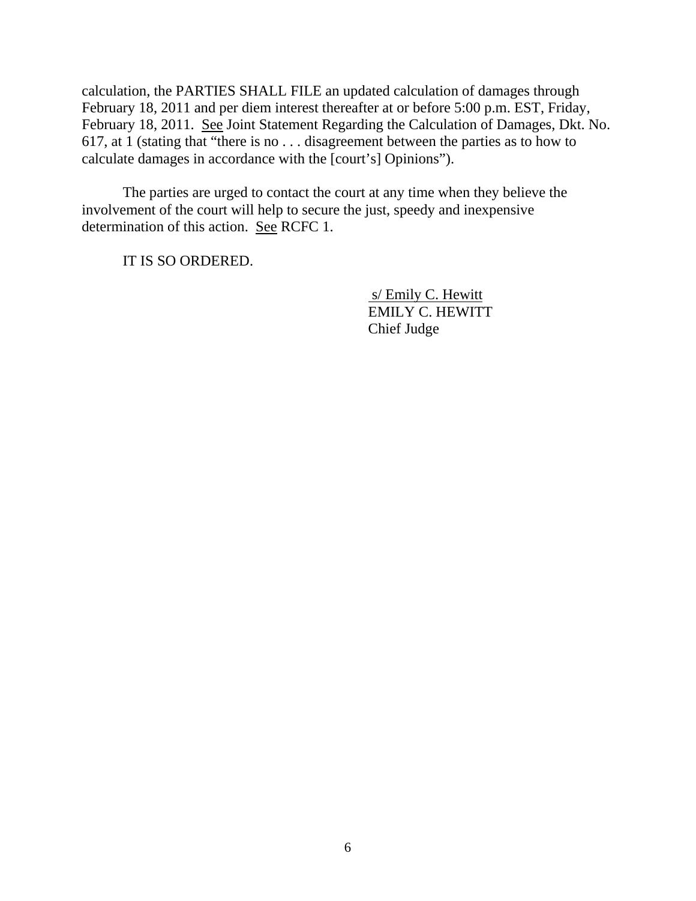calculation, the PARTIES SHALL FILE an updated calculation of damages through February 18, 2011 and per diem interest thereafter at or before 5:00 p.m. EST, Friday, February 18, 2011. See Joint Statement Regarding the Calculation of Damages, Dkt. No. 617, at 1 (stating that "there is no . . . disagreement between the parties as to how to calculate damages in accordance with the [court's] Opinions").

The parties are urged to contact the court at any time when they believe the involvement of the court will help to secure the just, speedy and inexpensive determination of this action. See RCFC 1.

IT IS SO ORDERED.

s/ Emily C. Hewitt
EMILY C. HEWITT
Chief Judge